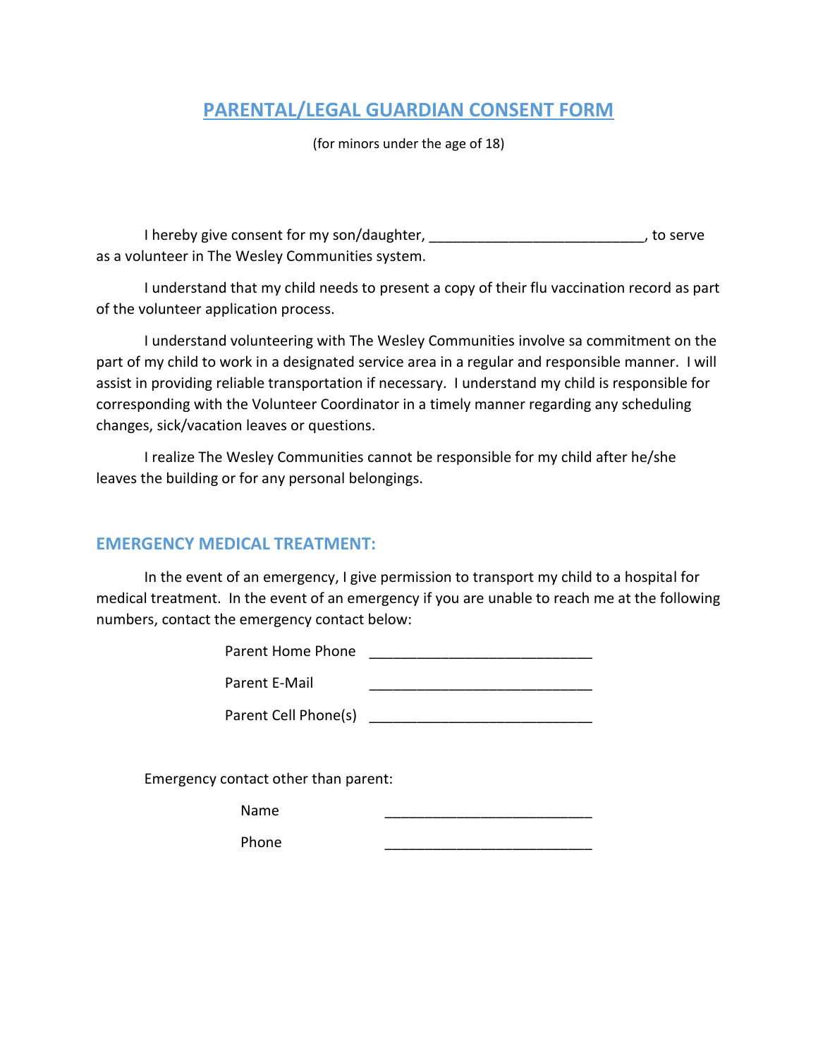# PARENTAL/LEGAL GUARDIAN CONSENT FORM

(for minors under the age of 18)

I hereby give consent for my son/daughter, ___________________________, to serve as a volunteer in The Wesley Communities system.

I understand that my child needs to present a copy of their flu vaccination record as part of the volunteer application process.

I understand volunteering with The Wesley Communities involve sa commitment on the part of my child to work in a designated service area in a regular and responsible manner. I will assist in providing reliable transportation if necessary. I understand my child is responsible for corresponding with the Volunteer Coordinator in a timely manner regarding any scheduling changes, sick/vacation leaves or questions.

I realize The Wesley Communities cannot be responsible for my child after he/she leaves the building or for any personal belongings.

## EMERGENCY MEDICAL TREATMENT:

In the event of an emergency, I give permission to transport my child to a hospital for medical treatment. In the event of an emergency if you are unable to reach me at the following numbers, contact the emergency contact below:

Parent Home Phone ____________________________

Parent E-Mail ____________________________

Parent Cell Phone(s) ____________________________

Emergency contact other than parent:

Name __________________________

Phone __________________________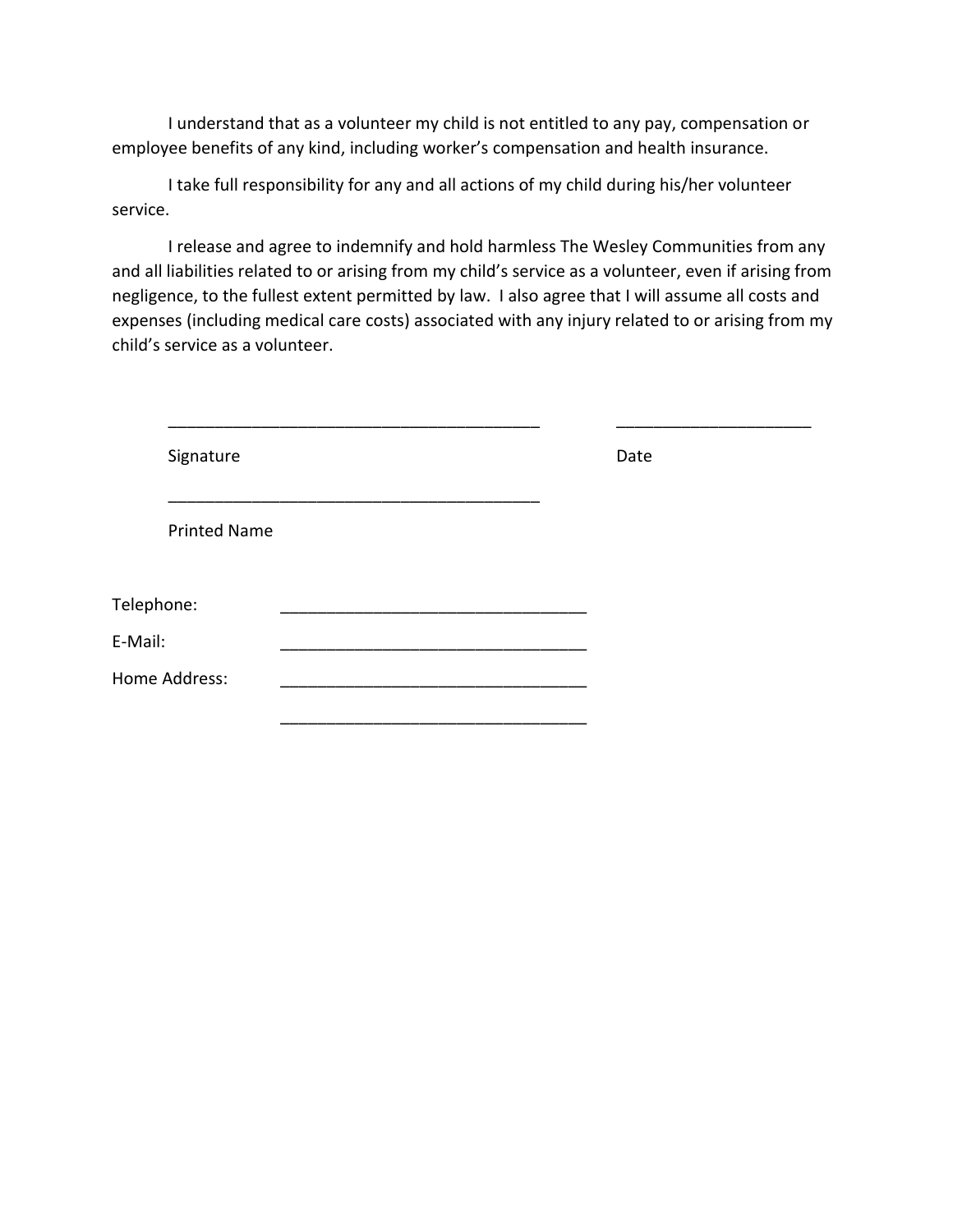I understand that as a volunteer my child is not entitled to any pay, compensation or employee benefits of any kind, including worker's compensation and health insurance.

I take full responsibility for any and all actions of my child during his/her volunteer service.

I release and agree to indemnify and hold harmless The Wesley Communities from any and all liabilities related to or arising from my child's service as a volunteer, even if arising from negligence, to the fullest extent permitted by law. I also agree that I will assume all costs and expenses (including medical care costs) associated with any injury related to or arising from my child's service as a volunteer.

_________________________________________ _____________________

Signature Date

_________________________________________

Printed Name

Telephone: _________________________________

E-Mail: _________________________________

Home Address: _________________________________

_________________________________